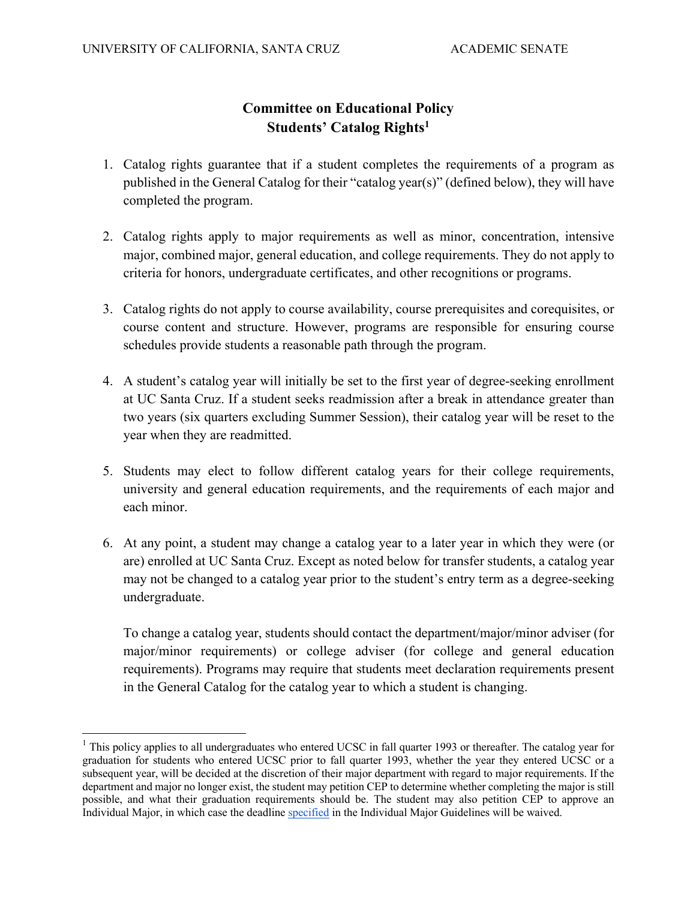# Committee on Educational Policy
# Students' Catalog Rights[1]

1. Catalog rights guarantee that if a student completes the requirements of a program as published in the General Catalog for their "catalog year(s)" (defined below), they will have completed the program.

2. Catalog rights apply to major requirements as well as minor, concentration, intensive major, combined major, general education, and college requirements. They do not apply to criteria for honors, undergraduate certificates, and other recognitions or programs.

3. Catalog rights do not apply to course availability, course prerequisites and corequisites, or course content and structure. However, programs are responsible for ensuring course schedules provide students a reasonable path through the program.

4. A student's catalog year will initially be set to the first year of degree-seeking enrollment at UC Santa Cruz. If a student seeks readmission after a break in attendance greater than two years (six quarters excluding Summer Session), their catalog year will be reset to the year when they are readmitted.

5. Students may elect to follow different catalog years for their college requirements, university and general education requirements, and the requirements of each major and each minor.

6. At any point, a student may change a catalog year to a later year in which they were (or are) enrolled at UC Santa Cruz. Except as noted below for transfer students, a catalog year may not be changed to a catalog year prior to the student's entry term as a degree-seeking undergraduate.

   To change a catalog year, students should contact the department/major/minor adviser (for major/minor requirements) or college adviser (for college and general education requirements). Programs may require that students meet declaration requirements present in the General Catalog for the catalog year to which a student is changing.

---

[1] This policy applies to all undergraduates who entered UCSC in fall quarter 1993 or thereafter. The catalog year for graduation for students who entered UCSC prior to fall quarter 1993, whether the year they entered UCSC or a subsequent year, will be decided at the discretion of their major department with regard to major requirements. If the department and major no longer exist, the student may petition CEP to determine whether completing the major is still possible, and what their graduation requirements should be. The student may also petition CEP to approve an Individual Major, in which case the deadline specified in the Individual Major Guidelines will be waived.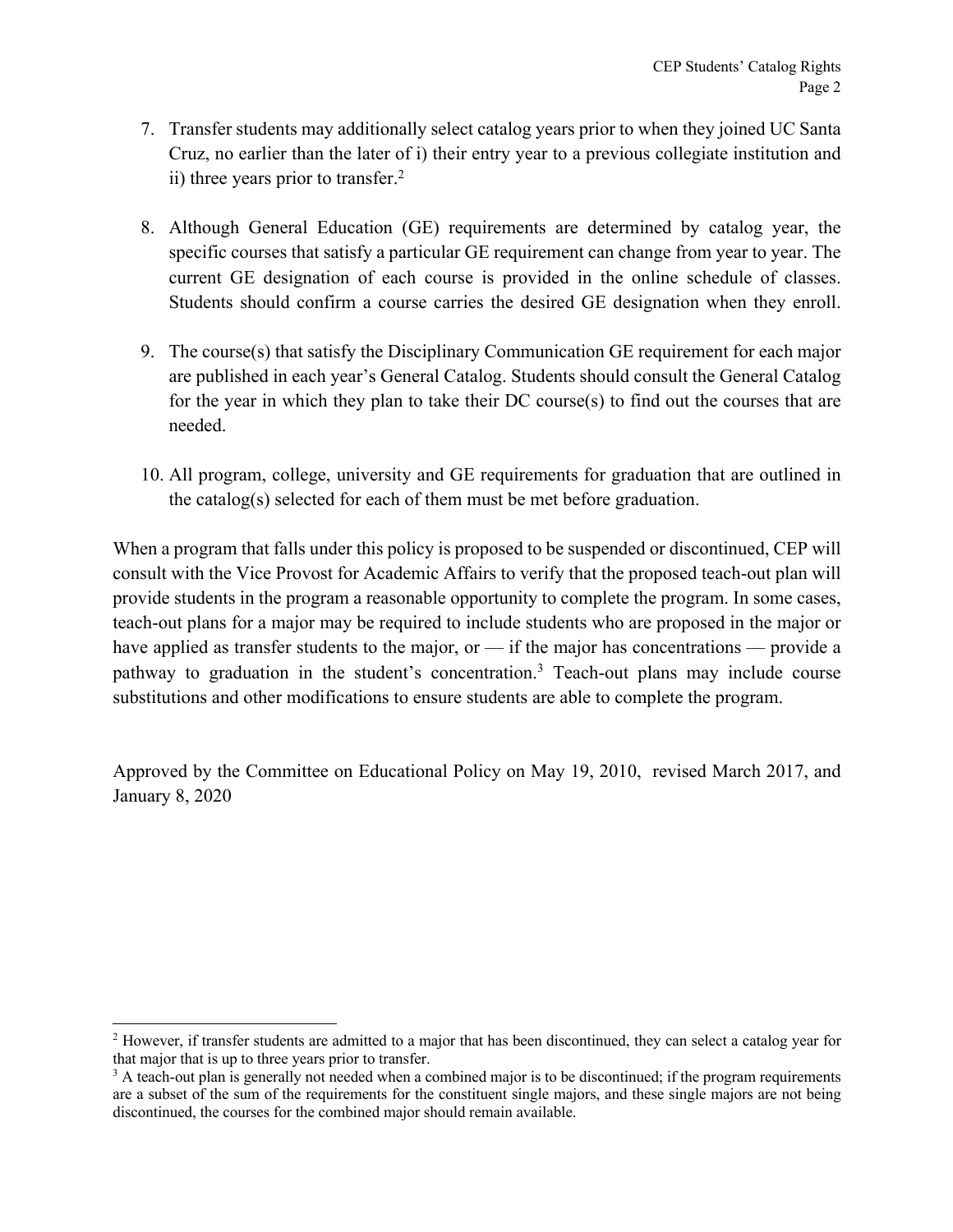7. Transfer students may additionally select catalog years prior to when they joined UC Santa Cruz, no earlier than the later of i) their entry year to a previous collegiate institution and ii) three years prior to transfer.[2]

8. Although General Education (GE) requirements are determined by catalog year, the specific courses that satisfy a particular GE requirement can change from year to year. The current GE designation of each course is provided in the online schedule of classes. Students should confirm a course carries the desired GE designation when they enroll.

9. The course(s) that satisfy the Disciplinary Communication GE requirement for each major are published in each year's General Catalog. Students should consult the General Catalog for the year in which they plan to take their DC course(s) to find out the courses that are needed.

10. All program, college, university and GE requirements for graduation that are outlined in the catalog(s) selected for each of them must be met before graduation.

When a program that falls under this policy is proposed to be suspended or discontinued, CEP will consult with the Vice Provost for Academic Affairs to verify that the proposed teach-out plan will provide students in the program a reasonable opportunity to complete the program. In some cases, teach-out plans for a major may be required to include students who are proposed in the major or have applied as transfer students to the major, or — if the major has concentrations — provide a pathway to graduation in the student's concentration.[3] Teach-out plans may include course substitutions and other modifications to ensure students are able to complete the program.

Approved by the Committee on Educational Policy on May 19, 2010, revised March 2017, and January 8, 2020

[2] However, if transfer students are admitted to a major that has been discontinued, they can select a catalog year for that major that is up to three years prior to transfer.

[3] A teach-out plan is generally not needed when a combined major is to be discontinued; if the program requirements are a subset of the sum of the requirements for the constituent single majors, and these single majors are not being discontinued, the courses for the combined major should remain available.